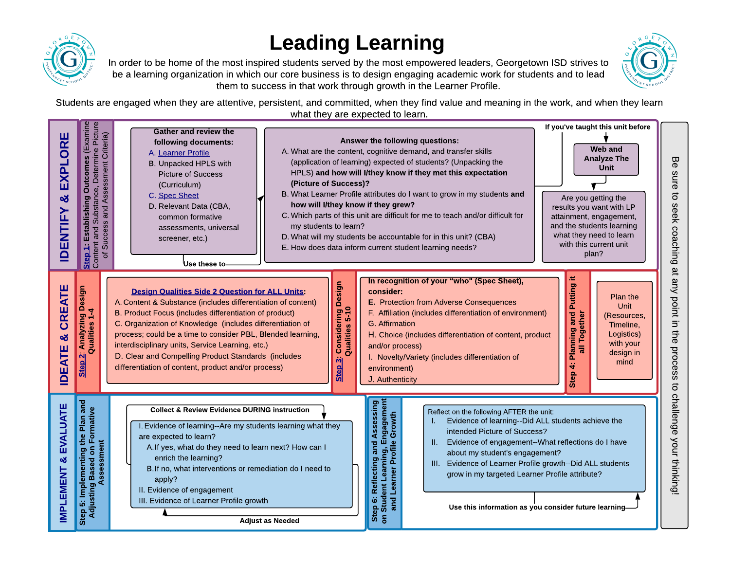# Leading Learning

In order to be home of the most inspired students served by the most empowered leaders, Georgetown ISD strives to be a learning organization in which our core business is to design engaging academic work for students and to lead them to success in that work through growth in the Learner Profile.

Students are engaged when they are attentive, persistent, and committed, when they find value and meaning in the work, and when they learn what they are expected to learn.

## IDENTIFY & EXPLORE

### Step 1: Establishing Outcomes (Examine Content and Substance, Determine Picture of Success and Assessment Criteria)

**Gather and review the following documents:**

A. Learner Profile
B. Unpacked HPLS with Picture of Success (Curriculum)
C. Spec Sheet
D. Relevant Data (CBA, common formative assessments, universal screener, etc.)

Use these to

**Answer the following questions:**

A. What are the content, cognitive demand, and transfer skills (application of learning) expected of students? (Unpacking the HPLS) **and how will I/they know if they met this expectation (Picture of Success)?**
B. What Learner Profile attributes do I want to grow in my students **and how will I/they know if they grew?**
C. Which parts of this unit are difficult for me to teach and/or difficult for my students to learn?
D. What will my students be accountable for in this unit? (CBA)
E. How does data inform current student learning needs?

**If you've taught this unit before**

**Web and Analyze The Unit**

Are you getting the results you want with LP attainment, engagement, and the students learning what they need to learn with this current unit plan?

## IDEATE & CREATE

### Step 2: Analyzing Design Qualities 1-4

**Design Qualities Side 2 Question for ALL Units:**

A. Content & Substance (includes differentiation of content)
B. Product Focus (includes differentiation of product)
C. Organization of Knowledge (includes differentiation of process; could be a time to consider PBL, Blended learning, interdisciplinary units, Service Learning, etc.)
D. Clear and Compelling Product Standards (includes differentiation of content, product and/or process)

### Step 3: Considering Design Qualities 5-10

**In recognition of your "who" (Spec Sheet), consider:**

**E.** Protection from Adverse Consequences
F. Affiliation (includes differentiation of environment)
G. Affirmation
H. Choice (includes differentiation of content, product and/or process)
I. Novelty/Variety (includes differentiation of environment)
J. Authenticity

### Step 4: Planning and Putting it all Together

Plan the Unit (Resources, Timeline, Logistics) with your design in mind

## IMPLEMENT & EVALUATE

### Step 5: Implementing the Plan and Adjusting Based on Formative Assessment

**Collect & Review Evidence DURING instruction**

I. Evidence of learning--Are my students learning what they are expected to learn?
   A. If yes, what do they need to learn next? How can I enrich the learning?
   B. If no, what interventions or remediation do I need to apply?
II. Evidence of engagement
III. Evidence of Learner Profile growth

**Adjust as Needed**

### Step 6: Reflecting and Assessing on Student Learning, Engagement and Learner Profile Growth

Reflect on the following AFTER the unit:

I. Evidence of learning--Did ALL students achieve the intended Picture of Success?
II. Evidence of engagement--What reflections do I have about my student's engagement?
III. Evidence of Learner Profile growth--Did ALL students grow in my targeted Learner Profile attribute?

**Use this information as you consider future learning**

Be sure to seek coaching at any point in the process to challenge your thinking!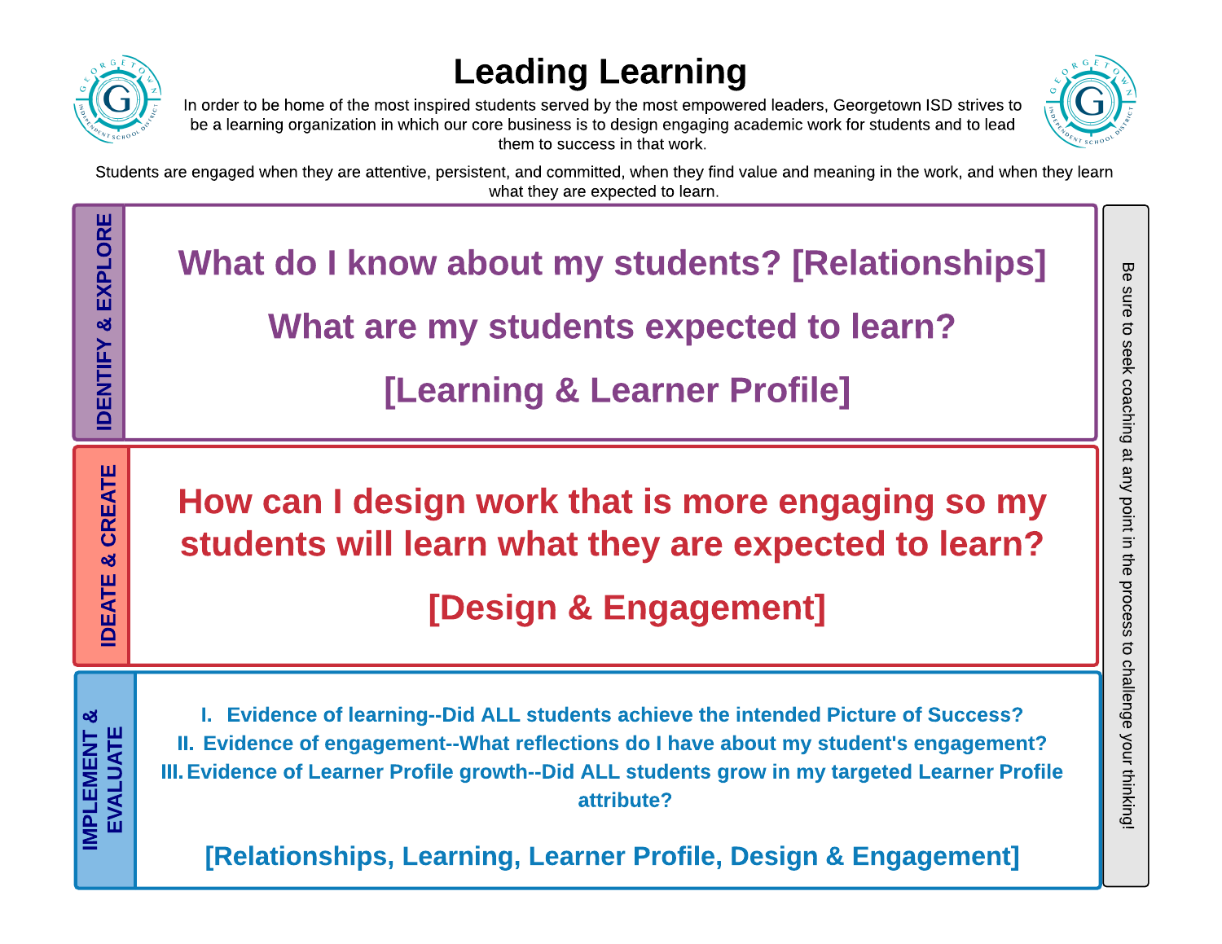# Leading Learning

In order to be home of the most inspired students served by the most empowered leaders, Georgetown ISD strives to be a learning organization in which our core business is to design engaging academic work for students and to lead them to success in that work.

Students are engaged when they are attentive, persistent, and committed, when they find value and meaning in the work, and when they learn what they are expected to learn.

## IDENTIFY & EXPLORE

**What do I know about my students? [Relationships]**

**What are my students expected to learn?**

**[Learning & Learner Profile]**

## IDEATE & CREATE

**How can I design work that is more engaging so my students will learn what they are expected to learn?**

**[Design & Engagement]**

## IMPLEMENT & EVALUATE

I. **Evidence of learning--Did ALL students achieve the intended Picture of Success?**
II. **Evidence of engagement--What reflections do I have about my student's engagement?**
III. **Evidence of Learner Profile growth--Did ALL students grow in my targeted Learner Profile attribute?**

**[Relationships, Learning, Learner Profile, Design & Engagement]**

Be sure to seek coaching at any point in the process to challenge your thinking!